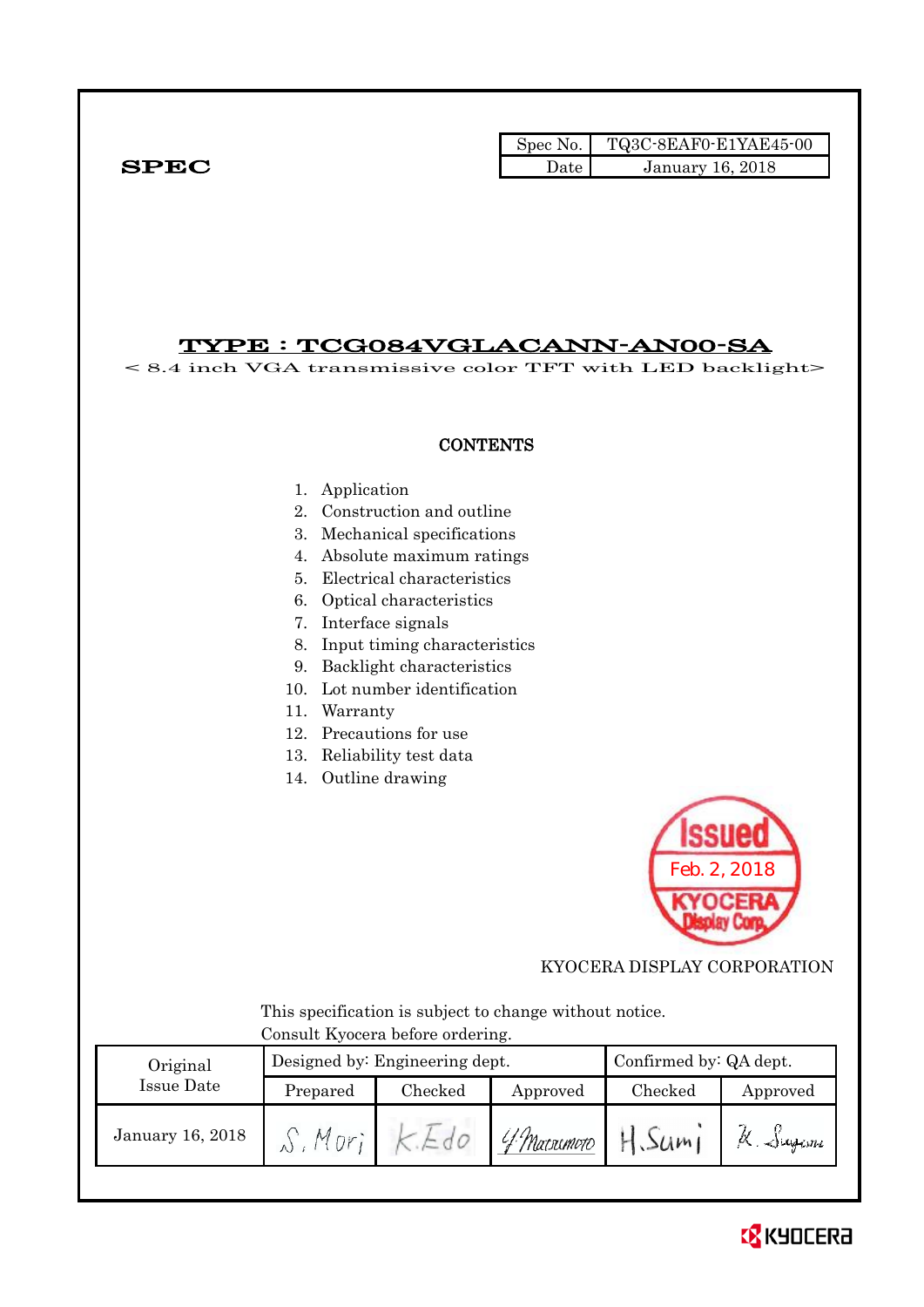**SPEC**

| Spec No. | TQ3C-8EAF0-E1YAE45-00 |
|---|---|
| Date | January 16, 2018 |

# TYPE : TCG084VGLACANN-AN00-SA

< 8.4 inch VGA transmissive color TFT with LED backlight>

**CONTENTS**

1. Application
2. Construction and outline
3. Mechanical specifications
4. Absolute maximum ratings
5. Electrical characteristics
6. Optical characteristics
7. Interface signals
8. Input timing characteristics
9. Backlight characteristics
10. Lot number identification
11. Warranty
12. Precautions for use
13. Reliability test data
14. Outline drawing

Issued Feb. 2, 2018 KYOCERA Display Corp.

KYOCERA DISPLAY CORPORATION

This specification is subject to change without notice.
Consult Kyocera before ordering.

| Original Issue Date | Designed by: Engineering dept. | | | Confirmed by: QA dept. | |
|---|---|---|---|---|---|
| | Prepared | Checked | Approved | Checked | Approved |
| January 16, 2018 | S. Mori | K. Edo | Y. Matsumoto | H. Sumi | K. Sugiura |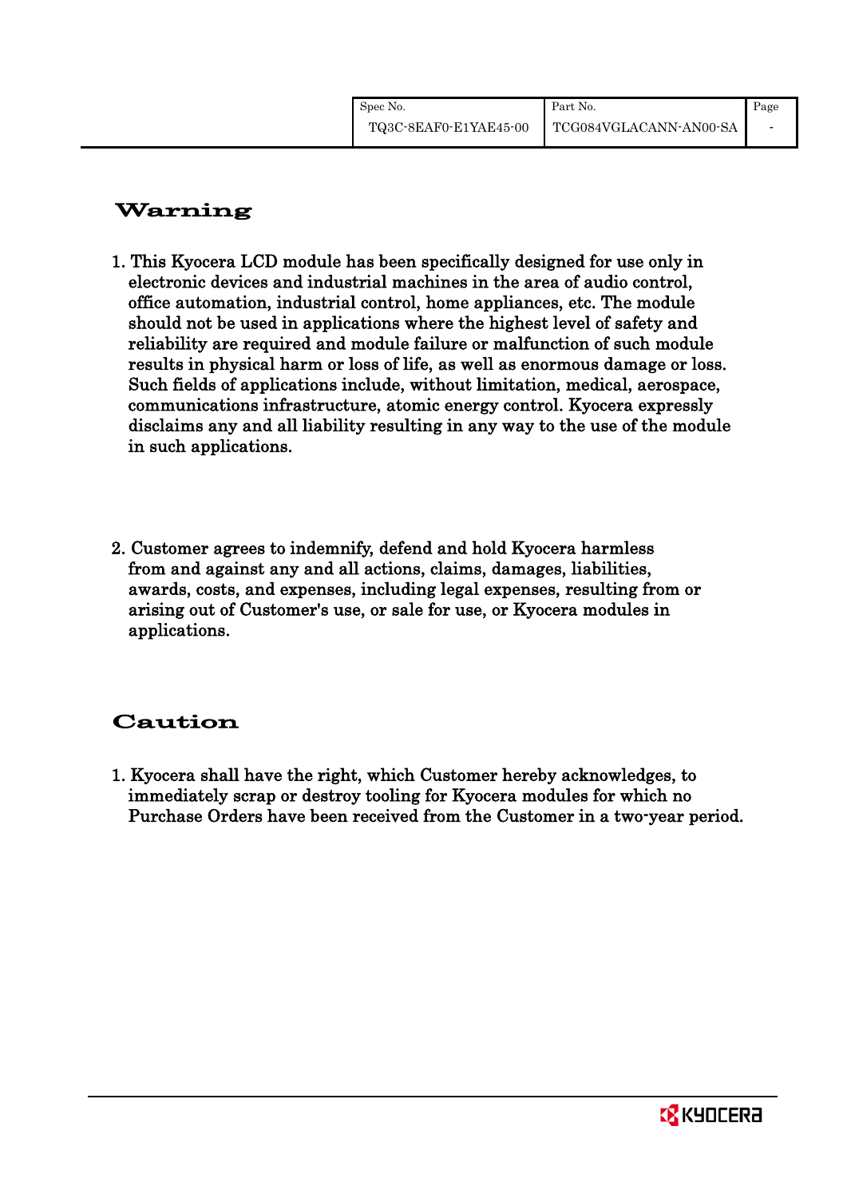# Warning

1. This Kyocera LCD module has been specifically designed for use only in electronic devices and industrial machines in the area of audio control, office automation, industrial control, home appliances, etc. The module should not be used in applications where the highest level of safety and reliability are required and module failure or malfunction of such module results in physical harm or loss of life, as well as enormous damage or loss. Such fields of applications include, without limitation, medical, aerospace, communications infrastructure, atomic energy control. Kyocera expressly disclaims any and all liability resulting in any way to the use of the module in such applications.

2. Customer agrees to indemnify, defend and hold Kyocera harmless from and against any and all actions, claims, damages, liabilities, awards, costs, and expenses, including legal expenses, resulting from or arising out of Customer's use, or sale for use, or Kyocera modules in applications.

# Caution

1. Kyocera shall have the right, which Customer hereby acknowledges, to immediately scrap or destroy tooling for Kyocera modules for which no Purchase Orders have been received from the Customer in a two-year period.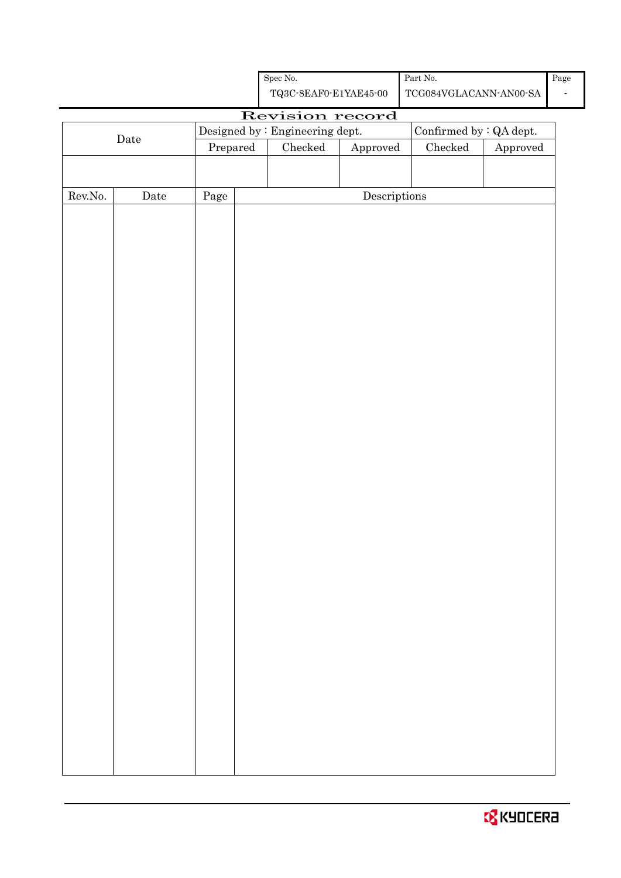| Spec No. | Part No. | Page |
|---|---|---|
| TQ3C-8EAF0-E1YAE45-00 | TCG084VGLACANN-AN00-SA | - |

# Revision record

| Date | Designed by : Engineering dept. | | | Confirmed by : QA dept. | |
|---|---|---|---|---|---|
| | Prepared | Checked | Approved | Checked | Approved |
| | | | | | |

| Rev.No. | Date | Page | Descriptions |
|---|---|---|---|
| | | | |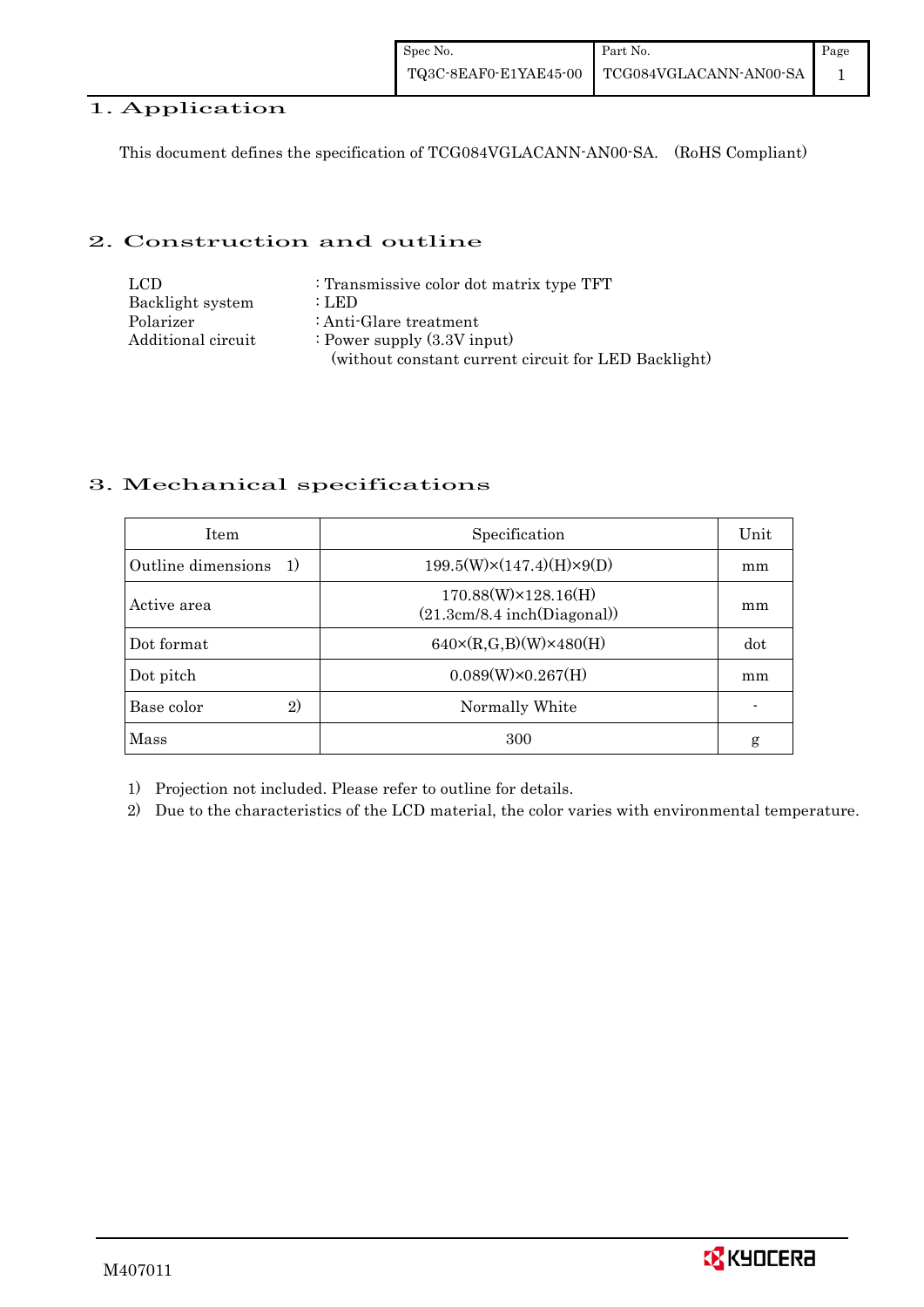## 1. Application

This document defines the specification of TCG084VGLACANN-AN00-SA. (RoHS Compliant)

## 2. Construction and outline

| | |
|---|---|
| LCD | : Transmissive color dot matrix type TFT |
| Backlight system | : LED |
| Polarizer | : Anti-Glare treatment |
| Additional circuit | : Power supply (3.3V input) (without constant current circuit for LED Backlight) |

## 3. Mechanical specifications

| Item | Specification | Unit |
|---|---|---|
| Outline dimensions 1) | 199.5(W)×(147.4)(H)×9(D) | mm |
| Active area | 170.88(W)×128.16(H) (21.3cm/8.4 inch(Diagonal)) | mm |
| Dot format | 640×(R,G,B)(W)×480(H) | dot |
| Dot pitch | 0.089(W)×0.267(H) | mm |
| Base color 2) | Normally White | - |
| Mass | 300 | g |

1) Projection not included. Please refer to outline for details.

2) Due to the characteristics of the LCD material, the color varies with environmental temperature.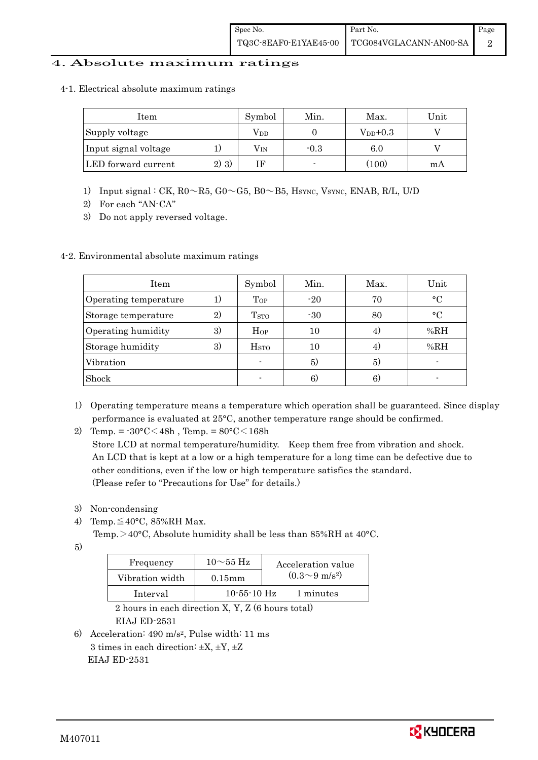## 4. Absolute maximum ratings

### 4-1. Electrical absolute maximum ratings

| Item | | Symbol | Min. | Max. | Unit |
|---|---|---|---|---|---|
| Supply voltage | | $V_{DD}$ | 0 | $V_{DD}$+0.3 | V |
| Input signal voltage | 1) | $V_{IN}$ | -0.3 | 6.0 | V |
| LED forward current | 2) 3) | IF | - | (100) | mA |

1) Input signal : CK, R0～R5, G0～G5, B0～B5, $H_{SYNC}$, $V_{SYNC}$, ENAB, R/L, U/D
2) For each "AN-CA"
3) Do not apply reversed voltage.

### 4-2. Environmental absolute maximum ratings

| Item | | Symbol | Min. | Max. | Unit |
|---|---|---|---|---|---|
| Operating temperature | 1) | $T_{OP}$ | -20 | 70 | °C |
| Storage temperature | 2) | $T_{STO}$ | -30 | 80 | °C |
| Operating humidity | 3) | $H_{OP}$ | 10 | 4) | %RH |
| Storage humidity | 3) | $H_{STO}$ | 10 | 4) | %RH |
| Vibration | | - | 5) | 5) | - |
| Shock | | - | 6) | 6) | - |

1) Operating temperature means a temperature which operation shall be guaranteed. Since display performance is evaluated at 25°C, another temperature range should be confirmed.
2) Temp. = -30°C＜48h , Temp. = 80°C＜168h
   Store LCD at normal temperature/humidity. Keep them free from vibration and shock.
   An LCD that is kept at a low or a high temperature for a long time can be defective due to other conditions, even if the low or high temperature satisfies the standard.
   (Please refer to "Precautions for Use" for details.)
3) Non-condensing
4) Temp.≦40°C, 85%RH Max.
   Temp.＞40°C, Absolute humidity shall be less than 85%RH at 40°C.
5)

| Frequency | 10～55 Hz | Acceleration value ($0.3～9\ m/s^2$) |
|---|---|---|
| Vibration width | 0.15mm | |
| Interval | 10-55-10 Hz | 1 minutes |

   2 hours in each direction X, Y, Z (6 hours total)
   EIAJ ED-2531
6) Acceleration: 490 $m/s^2$, Pulse width: 11 ms
   3 times in each direction: ±X, ±Y, ±Z
   EIAJ ED-2531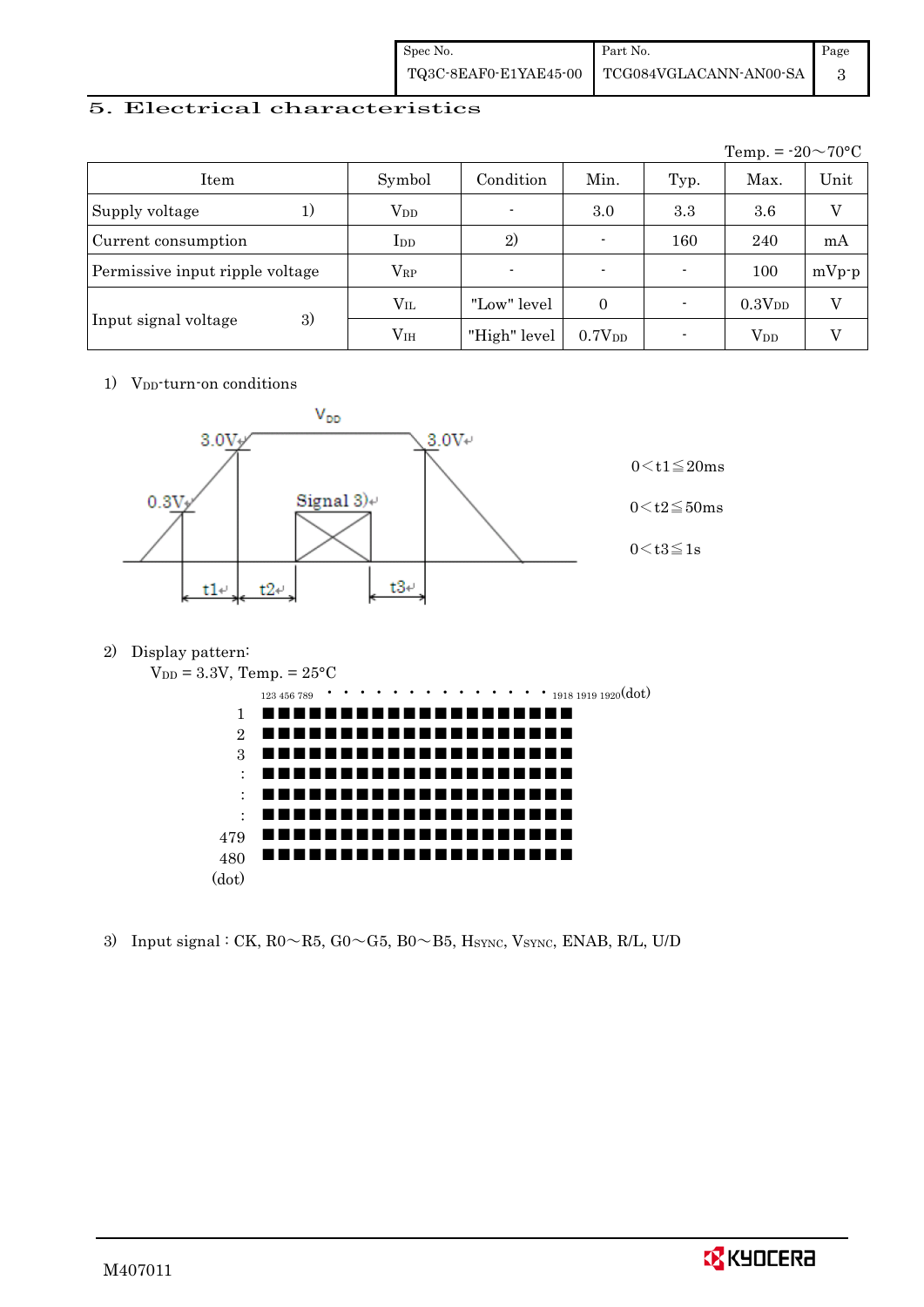# 5. Electrical characteristics

Temp. = -20～70°C

| Item | | Symbol | Condition | Min. | Typ. | Max. | Unit |
|---|---|---|---|---|---|---|---|
| Supply voltage | 1) | $V_{DD}$ | - | 3.0 | 3.3 | 3.6 | V |
| Current consumption | | $I_{DD}$ | 2) | - | 160 | 240 | mA |
| Permissive input ripple voltage | | $V_{RP}$ | - | - | - | 100 | mVp-p |
| Input signal voltage | 3) | $V_{IL}$ | "Low" level | 0 | - | $0.3V_{DD}$ | V |
| | | $V_{IH}$ | "High" level | $0.7V_{DD}$ | - | $V_{DD}$ | V |

1) $V_{DD}$-turn-on conditions

$V_{DD}$

3.0V 3.0V

0.3V Signal 3)

t1 t2 t3

$0 < t1 \leqq 20ms$

$0 < t2 \leqq 50ms$

$0 < t3 \leqq 1s$

2) Display pattern:

$V_{DD}$ = 3.3V, Temp. = 25°C

123 456 789 · · · · · · · · · · · · · · 1918 1919 1920(dot)

1
2
3
:
:
:
479
480
(dot)

3) Input signal : CK, R0～R5, G0～G5, B0～B5, $H_{SYNC}$, $V_{SYNC}$, ENAB, R/L, U/D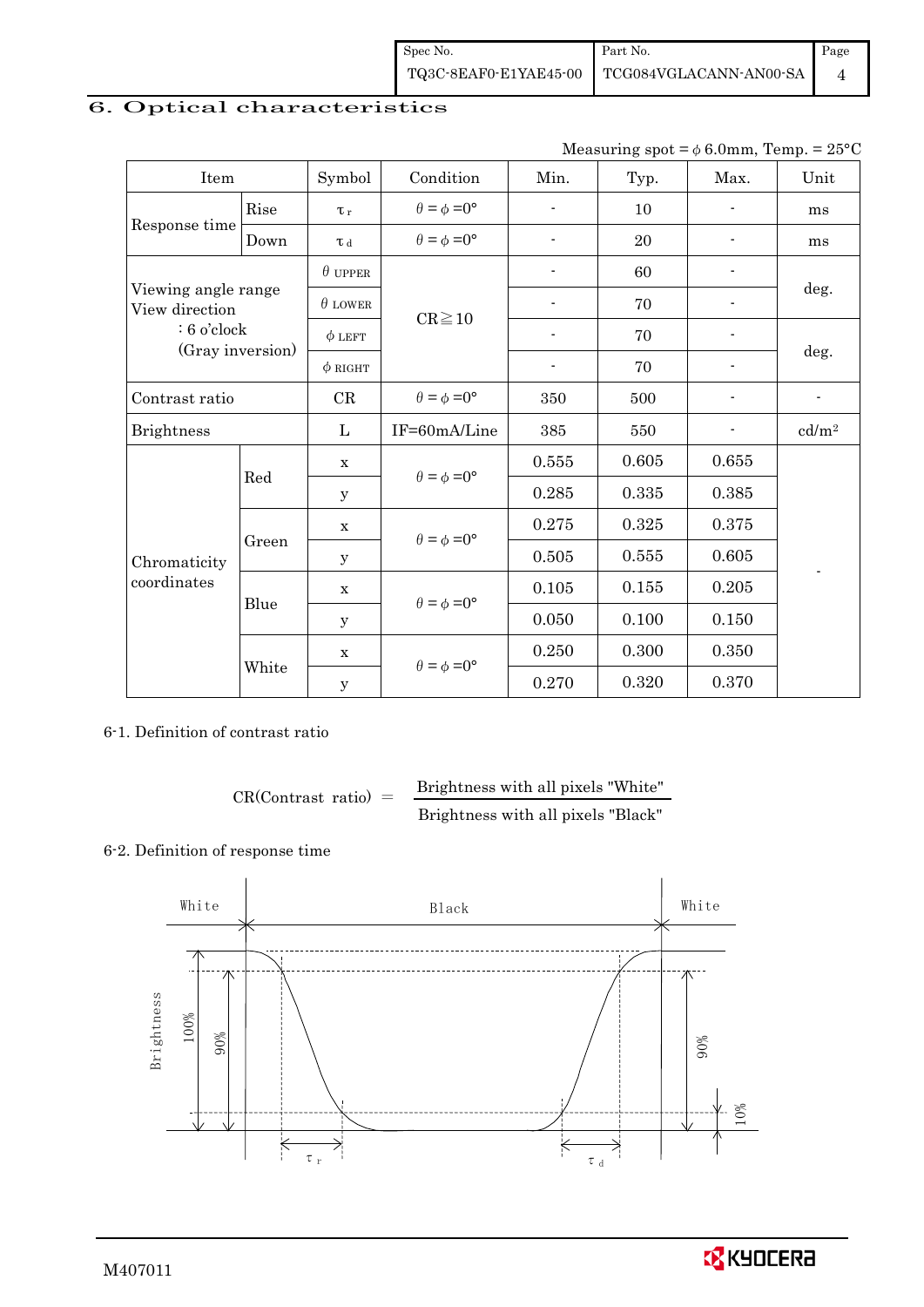## 6. Optical characteristics

Measuring spot = φ 6.0mm, Temp. = 25°C

| Item | | Symbol | Condition | Min. | Typ. | Max. | Unit |
|---|---|---|---|---|---|---|---|
| Response time | Rise | $\tau_r$ | $\theta = \phi = 0°$ | - | 10 | - | ms |
| | Down | $\tau_d$ | $\theta = \phi = 0°$ | - | 20 | - | ms |
| Viewing angle range View direction : 6 o'clock (Gray inversion) | | $\theta$ UPPER | CR≧10 | - | 60 | - | deg. |
| | | $\theta$ LOWER | | - | 70 | - | |
| | | $\phi$ LEFT | | - | 70 | - | deg. |
| | | $\phi$ RIGHT | | - | 70 | - | |
| Contrast ratio | | CR | $\theta = \phi = 0°$ | 350 | 500 | - | - |
| Brightness | | L | IF=60mA/Line | 385 | 550 | - | cd/m² |
| Chromaticity coordinates | Red | x | $\theta = \phi = 0°$ | 0.555 | 0.605 | 0.655 | - |
| | | y | | 0.285 | 0.335 | 0.385 | |
| | Green | x | $\theta = \phi = 0°$ | 0.275 | 0.325 | 0.375 | |
| | | y | | 0.505 | 0.555 | 0.605 | |
| | Blue | x | $\theta = \phi = 0°$ | 0.105 | 0.155 | 0.205 | |
| | | y | | 0.050 | 0.100 | 0.150 | |
| | White | x | $\theta = \phi = 0°$ | 0.250 | 0.300 | 0.350 | |
| | | y | | 0.270 | 0.320 | 0.370 | |

6-1. Definition of contrast ratio

$$\text{CR(Contrast ratio)} = \frac{\text{Brightness with all pixels "White"}}{\text{Brightness with all pixels "Black"}}$$

6-2. Definition of response time

White — Black — White

Brightness, 100%, 90%, 90%, 10%, $\tau_r$, $\tau_d$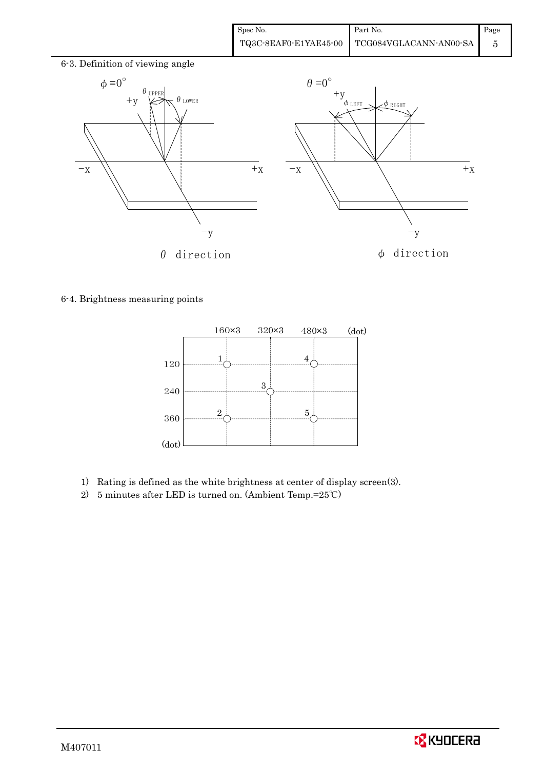6-3. Definition of viewing angle

$\phi = 0°$ $\theta_{UPPER}$ $\theta_{LOWER}$ +y −x +x −y

$\theta$ direction

$\theta = 0°$ $\phi_{LEFT}$ $\phi_{RIGHT}$ +y −x +x −y

$\phi$ direction

6-4. Brightness measuring points

| (dot) | 160×3 | 320×3 | 480×3 |
|---|---|---|---|
| 120 | 1 | | 4 |
| 240 | | 3 | |
| 360 | 2 | | 5 |

1) Rating is defined as the white brightness at center of display screen(3).
2) 5 minutes after LED is turned on. (Ambient Temp.=25℃)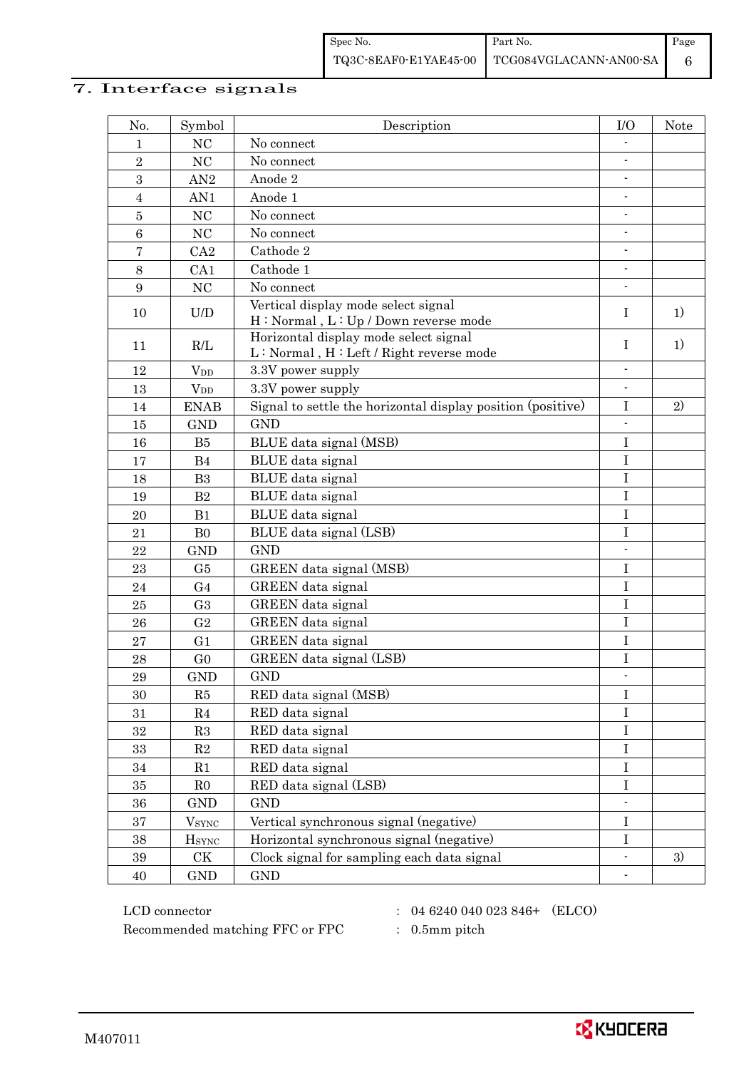## 7. Interface signals

| No. | Symbol | Description | I/O | Note |
|---|---|---|---|---|
| 1 | NC | No connect | - | |
| 2 | NC | No connect | - | |
| 3 | AN2 | Anode 2 | - | |
| 4 | AN1 | Anode 1 | - | |
| 5 | NC | No connect | - | |
| 6 | NC | No connect | - | |
| 7 | CA2 | Cathode 2 | - | |
| 8 | CA1 | Cathode 1 | - | |
| 9 | NC | No connect | - | |
| 10 | U/D | Vertical display mode select signal<br>H : Normal , L : Up / Down reverse mode | I | 1) |
| 11 | R/L | Horizontal display mode select signal<br>L : Normal , H : Left / Right reverse mode | I | 1) |
| 12 | $V_{DD}$ | 3.3V power supply | - | |
| 13 | $V_{DD}$ | 3.3V power supply | - | |
| 14 | ENAB | Signal to settle the horizontal display position (positive) | I | 2) |
| 15 | GND | GND | - | |
| 16 | B5 | BLUE data signal (MSB) | I | |
| 17 | B4 | BLUE data signal | I | |
| 18 | B3 | BLUE data signal | I | |
| 19 | B2 | BLUE data signal | I | |
| 20 | B1 | BLUE data signal | I | |
| 21 | B0 | BLUE data signal (LSB) | I | |
| 22 | GND | GND | - | |
| 23 | G5 | GREEN data signal (MSB) | I | |
| 24 | G4 | GREEN data signal | I | |
| 25 | G3 | GREEN data signal | I | |
| 26 | G2 | GREEN data signal | I | |
| 27 | G1 | GREEN data signal | I | |
| 28 | G0 | GREEN data signal (LSB) | I | |
| 29 | GND | GND | - | |
| 30 | R5 | RED data signal (MSB) | I | |
| 31 | R4 | RED data signal | I | |
| 32 | R3 | RED data signal | I | |
| 33 | R2 | RED data signal | I | |
| 34 | R1 | RED data signal | I | |
| 35 | R0 | RED data signal (LSB) | I | |
| 36 | GND | GND | - | |
| 37 | $V_{SYNC}$ | Vertical synchronous signal (negative) | I | |
| 38 | $H_{SYNC}$ | Horizontal synchronous signal (negative) | I | |
| 39 | CK | Clock signal for sampling each data signal | - | 3) |
| 40 | GND | GND | - | |

LCD connector : 04 6240 040 023 846+ (ELCO)

Recommended matching FFC or FPC : 0.5mm pitch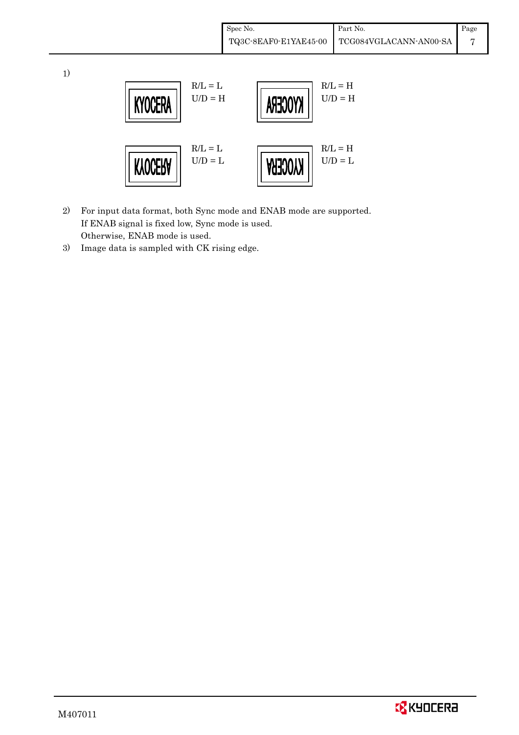1)

| Display | Setting |
|---|---|
| KYOCERA | R/L = L, U/D = H |
| KYOCERA (mirrored horizontally) | R/L = H, U/D = H |
| KYOCERA (flipped vertically) | R/L = L, U/D = L |
| KYOCERA (rotated 180°) | R/L = H, U/D = L |

2) For input data format, both Sync mode and ENAB mode are supported.
   If ENAB signal is fixed low, Sync mode is used.
   Otherwise, ENAB mode is used.
3) Image data is sampled with CK rising edge.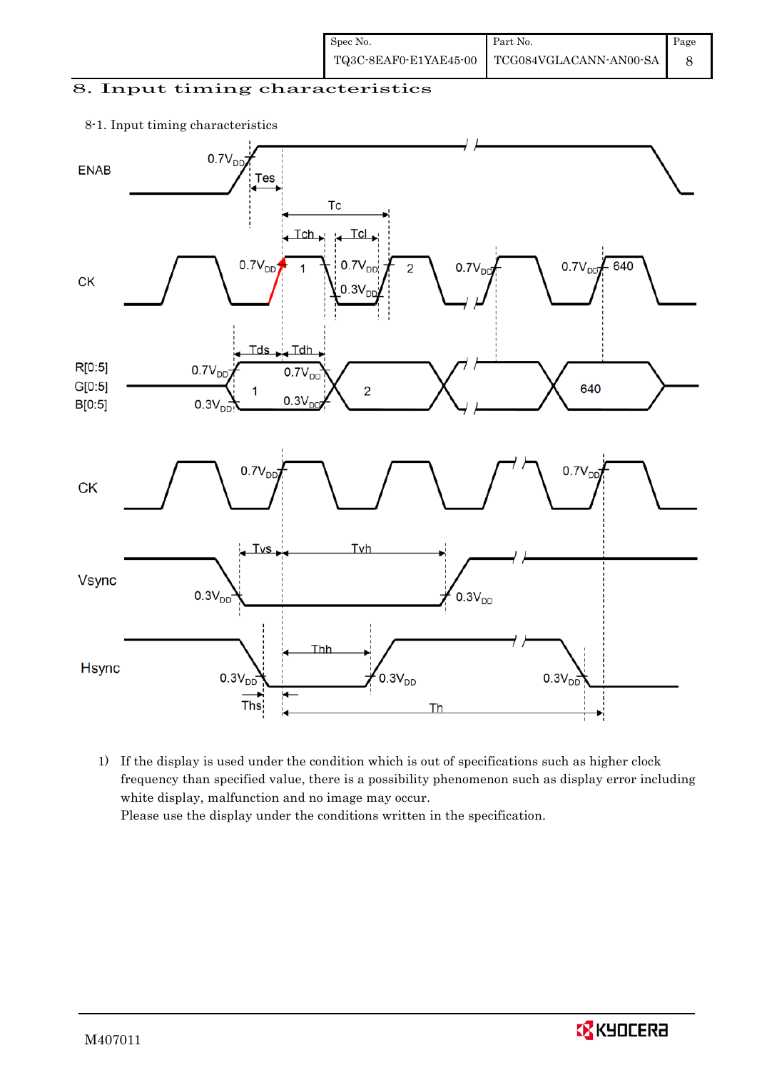# 8. Input timing characteristics

8-1. Input timing characteristics

1) If the display is used under the condition which is out of specifications such as higher clock frequency than specified value, there is a possibility phenomenon such as display error including white display, malfunction and no image may occur.
Please use the display under the conditions written in the specification.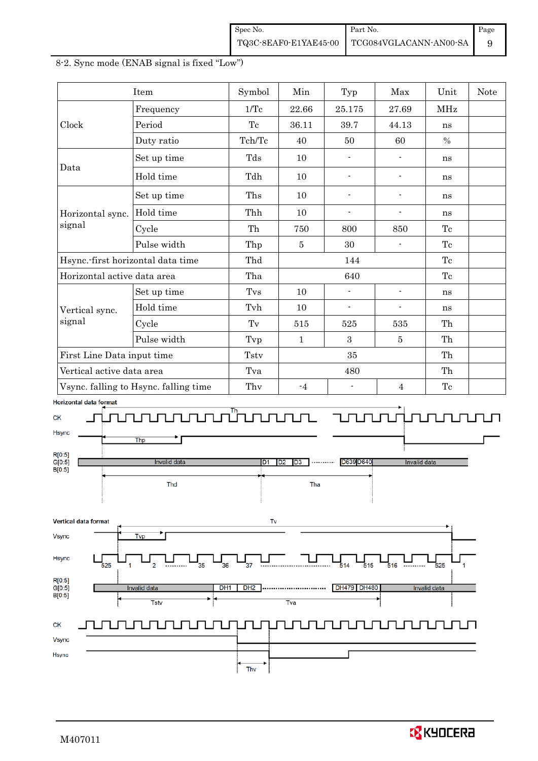8-2. Sync mode (ENAB signal is fixed "Low")

| Item | | Symbol | Min | Typ | Max | Unit | Note |
|---|---|---|---|---|---|---|---|
| Clock | Frequency | 1/Tc | 22.66 | 25.175 | 27.69 | MHz | |
| | Period | Tc | 36.11 | 39.7 | 44.13 | ns | |
| | Duty ratio | Tch/Tc | 40 | 50 | 60 | % | |
| Data | Set up time | Tds | 10 | - | - | ns | |
| | Hold time | Tdh | 10 | - | - | ns | |
| Horizontal sync. signal | Set up time | Ths | 10 | - | - | ns | |
| | Hold time | Thh | 10 | - | - | ns | |
| | Cycle | Th | 750 | 800 | 850 | Tc | |
| | Pulse width | Thp | 5 | 30 | - | Tc | |
| Hsync.-first horizontal data time | | Thd | | 144 | | Tc | |
| Horizontal active data area | | Tha | | 640 | | Tc | |
| Vertical sync. signal | Set up time | Tvs | 10 | - | - | ns | |
| | Hold time | Tvh | 10 | - | - | ns | |
| | Cycle | Tv | 515 | 525 | 535 | Th | |
| | Pulse width | Tvp | 1 | 3 | 5 | Th | |
| First Line Data input time | | Tstv | | 35 | | Th | |
| Vertical active data area | | Tva | | 480 | | Th | |
| Vsync. falling to Hsync. falling time | | Thv | -4 | - | 4 | Tc | |

Horizontal data format

Vertical data format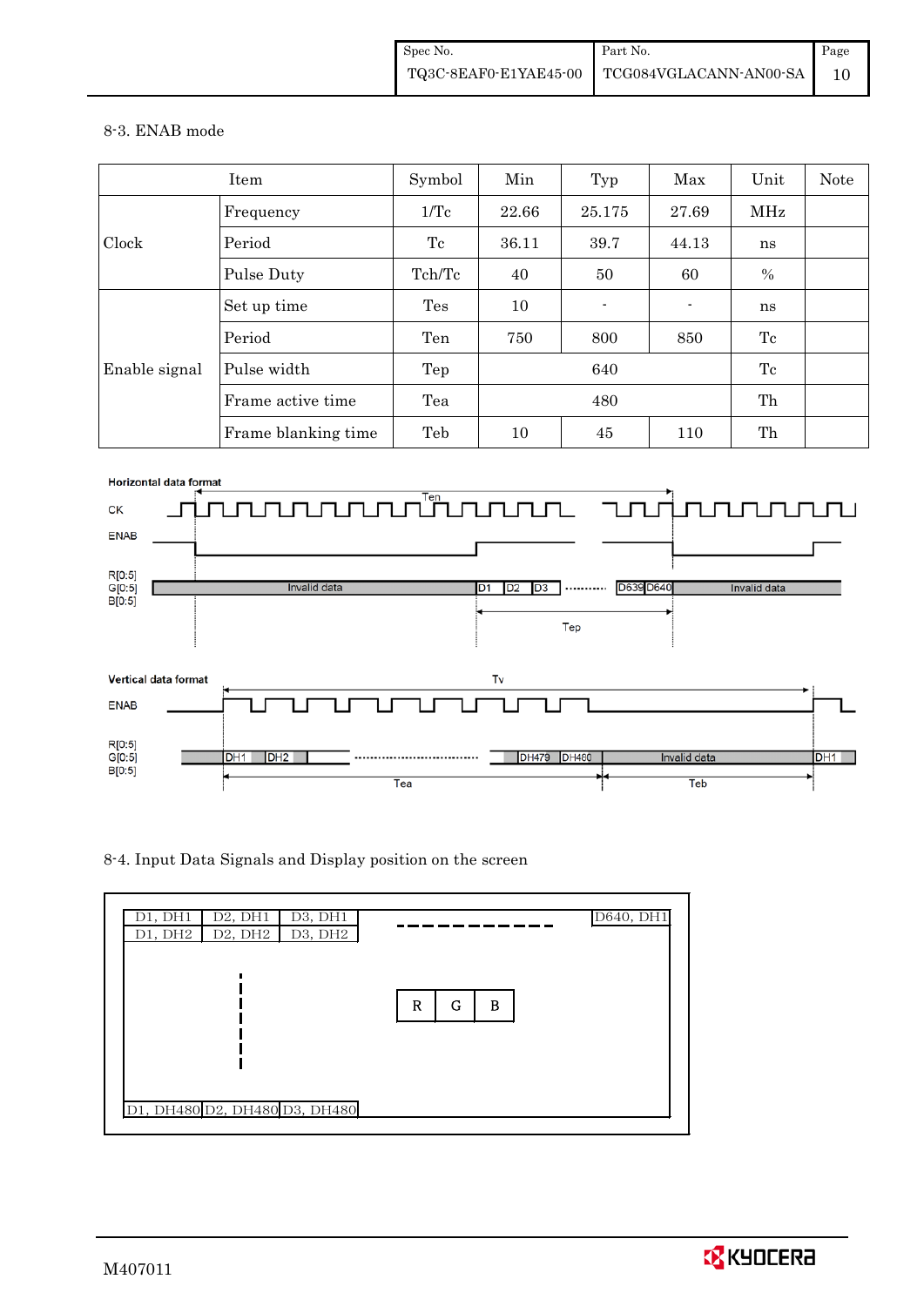8-3. ENAB mode

| Item | | Symbol | Min | Typ | Max | Unit | Note |
|---|---|---|---|---|---|---|---|
| Clock | Frequency | 1/Tc | 22.66 | 25.175 | 27.69 | MHz | |
| | Period | Tc | 36.11 | 39.7 | 44.13 | ns | |
| | Pulse Duty | Tch/Tc | 40 | 50 | 60 | % | |
| Enable signal | Set up time | Tes | 10 | - | - | ns | |
| | Period | Ten | 750 | 800 | 850 | Tc | |
| | Pulse width | Tep | | 640 | | Tc | |
| | Frame active time | Tea | | 480 | | Th | |
| | Frame blanking time | Teb | 10 | 45 | 110 | Th | |

Horizontal data format

CK, ENAB, R[0:5] G[0:5] B[0:5]: Invalid data, D1, D2, D3, ........., D639, D640, Invalid data; Ten; Tep

Vertical data format

ENAB, R[0:5] G[0:5] B[0:5]: DH1, DH2, ..........., DH479, DH480, Invalid data, DH1; Tv; Tea; Teb

8-4. Input Data Signals and Display position on the screen

| D1, DH1 | D2, DH1 | D3, DH1 | ------ | D640, DH1 |
|---|---|---|---|---|
| D1, DH2 | D2, DH2 | D3, DH2 | | |
| D1, DH480 | D2, DH480 | D3, DH480 | | |

R G B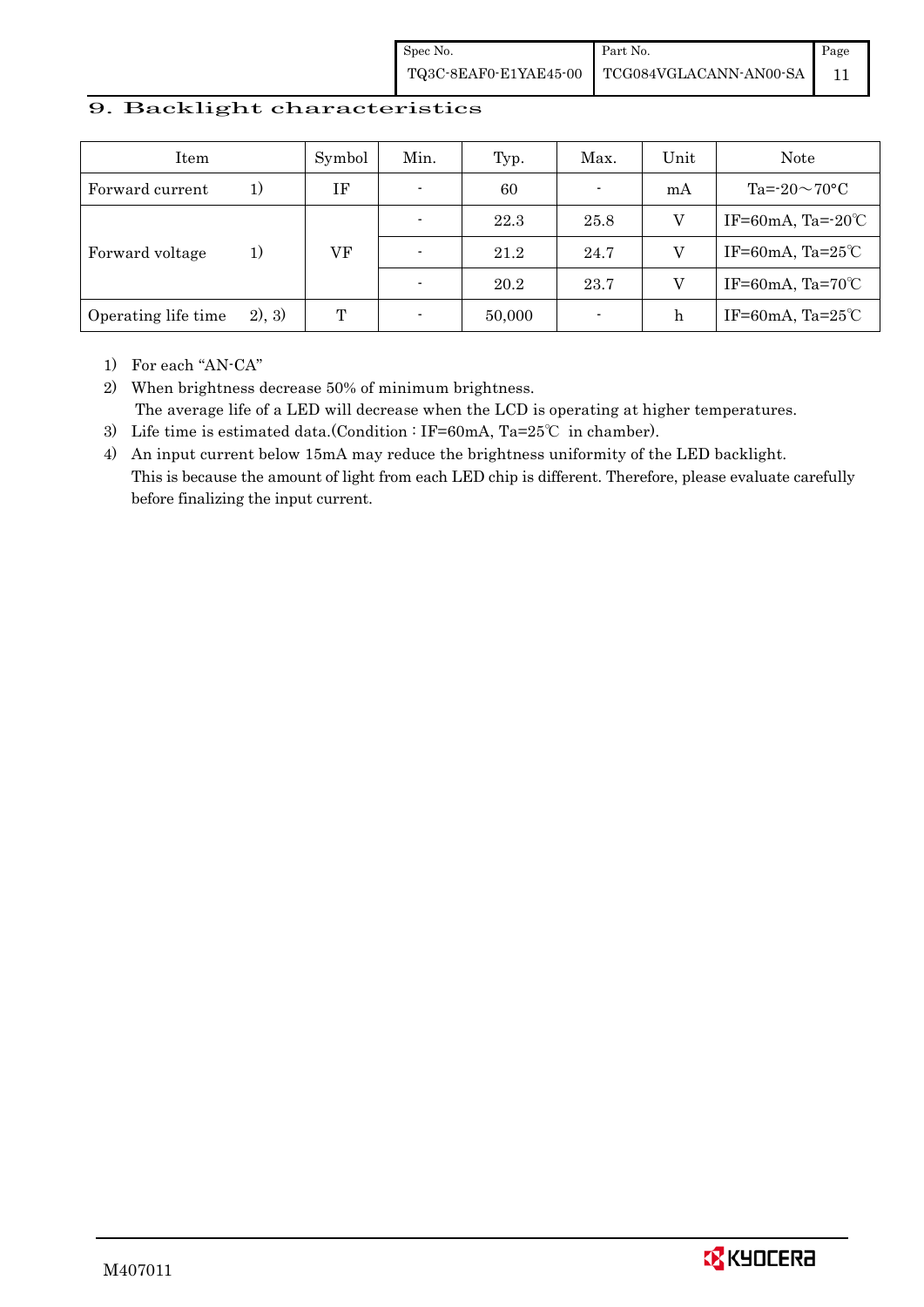## 9. Backlight characteristics

| Item | | Symbol | Min. | Typ. | Max. | Unit | Note |
|---|---|---|---|---|---|---|---|
| Forward current | 1) | IF | - | 60 | - | mA | Ta=-20～70°C |
| Forward voltage | 1) | VF | - | 22.3 | 25.8 | V | IF=60mA, Ta=-20℃ |
| | | | - | 21.2 | 24.7 | V | IF=60mA, Ta=25℃ |
| | | | - | 20.2 | 23.7 | V | IF=60mA, Ta=70℃ |
| Operating life time | 2), 3) | T | - | 50,000 | - | h | IF=60mA, Ta=25℃ |

1) For each "AN-CA"
2) When brightness decrease 50% of minimum brightness.
   The average life of a LED will decrease when the LCD is operating at higher temperatures.
3) Life time is estimated data.(Condition : IF=60mA, Ta=25℃ in chamber).
4) An input current below 15mA may reduce the brightness uniformity of the LED backlight.
   This is because the amount of light from each LED chip is different. Therefore, please evaluate carefully before finalizing the input current.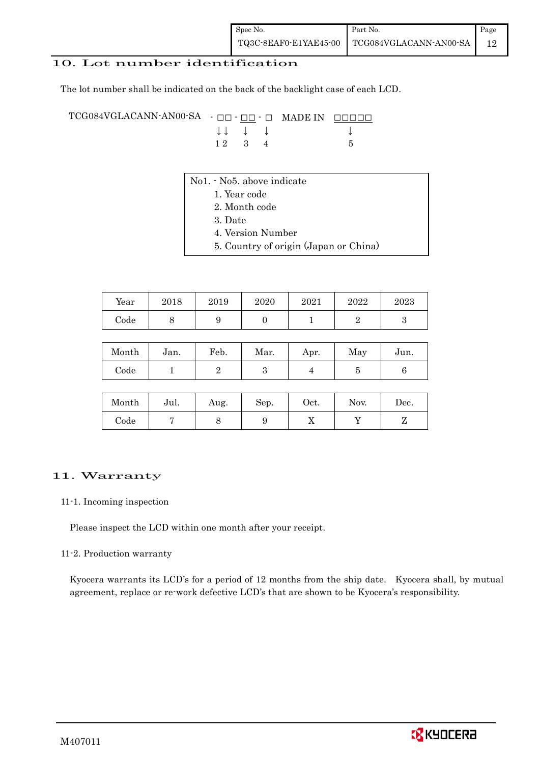## 10. Lot number identification

The lot number shall be indicated on the back of the backlight case of each LCD.

```
TCG084VGLACANN-AN00-SA  - □□ - □□ - □  MADE IN  □□□□□
                          ↓↓   ↓    ↓              ↓
                          1 2  3    4              5
```

No1. - No5. above indicate

1. Year code
2. Month code
3. Date
4. Version Number
5. Country of origin (Japan or China)

| Year | 2018 | 2019 | 2020 | 2021 | 2022 | 2023 |
|---|---|---|---|---|---|---|
| Code | 8 | 9 | 0 | 1 | 2 | 3 |

| Month | Jan. | Feb. | Mar. | Apr. | May | Jun. |
|---|---|---|---|---|---|---|
| Code | 1 | 2 | 3 | 4 | 5 | 6 |

| Month | Jul. | Aug. | Sep. | Oct. | Nov. | Dec. |
|---|---|---|---|---|---|---|
| Code | 7 | 8 | 9 | X | Y | Z |

## 11. Warranty

### 11-1. Incoming inspection

Please inspect the LCD within one month after your receipt.

### 11-2. Production warranty

Kyocera warrants its LCD's for a period of 12 months from the ship date. Kyocera shall, by mutual agreement, replace or re-work defective LCD's that are shown to be Kyocera's responsibility.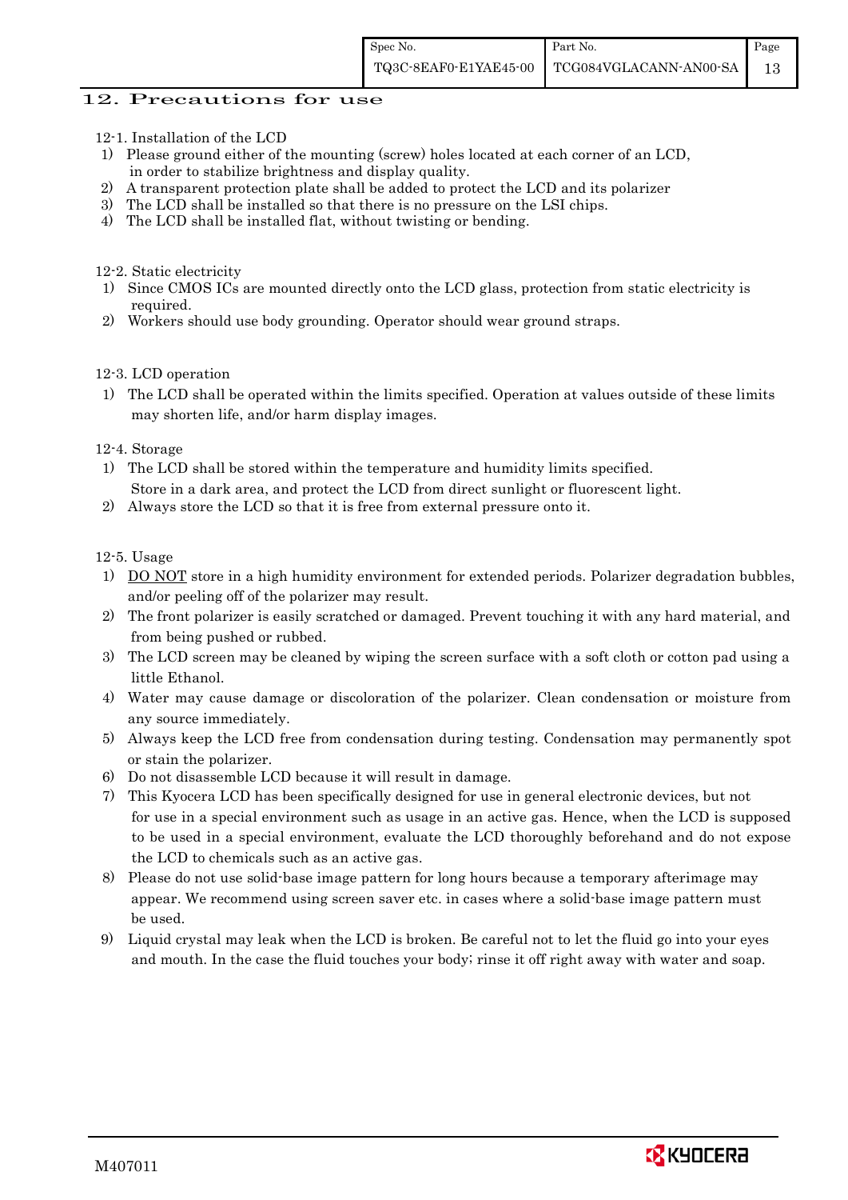## 12. Precautions for use

12-1. Installation of the LCD

1) Please ground either of the mounting (screw) holes located at each corner of an LCD, in order to stabilize brightness and display quality.
2) A transparent protection plate shall be added to protect the LCD and its polarizer
3) The LCD shall be installed so that there is no pressure on the LSI chips.
4) The LCD shall be installed flat, without twisting or bending.

12-2. Static electricity

1) Since CMOS ICs are mounted directly onto the LCD glass, protection from static electricity is required.
2) Workers should use body grounding. Operator should wear ground straps.

12-3. LCD operation

1) The LCD shall be operated within the limits specified. Operation at values outside of these limits may shorten life, and/or harm display images.

12-4. Storage

1) The LCD shall be stored within the temperature and humidity limits specified.
   Store in a dark area, and protect the LCD from direct sunlight or fluorescent light.
2) Always store the LCD so that it is free from external pressure onto it.

12-5. Usage

1) DO NOT store in a high humidity environment for extended periods. Polarizer degradation bubbles, and/or peeling off of the polarizer may result.
2) The front polarizer is easily scratched or damaged. Prevent touching it with any hard material, and from being pushed or rubbed.
3) The LCD screen may be cleaned by wiping the screen surface with a soft cloth or cotton pad using a little Ethanol.
4) Water may cause damage or discoloration of the polarizer. Clean condensation or moisture from any source immediately.
5) Always keep the LCD free from condensation during testing. Condensation may permanently spot or stain the polarizer.
6) Do not disassemble LCD because it will result in damage.
7) This Kyocera LCD has been specifically designed for use in general electronic devices, but not for use in a special environment such as usage in an active gas. Hence, when the LCD is supposed to be used in a special environment, evaluate the LCD thoroughly beforehand and do not expose the LCD to chemicals such as an active gas.
8) Please do not use solid-base image pattern for long hours because a temporary afterimage may appear. We recommend using screen saver etc. in cases where a solid-base image pattern must be used.
9) Liquid crystal may leak when the LCD is broken. Be careful not to let the fluid go into your eyes and mouth. In the case the fluid touches your body; rinse it off right away with water and soap.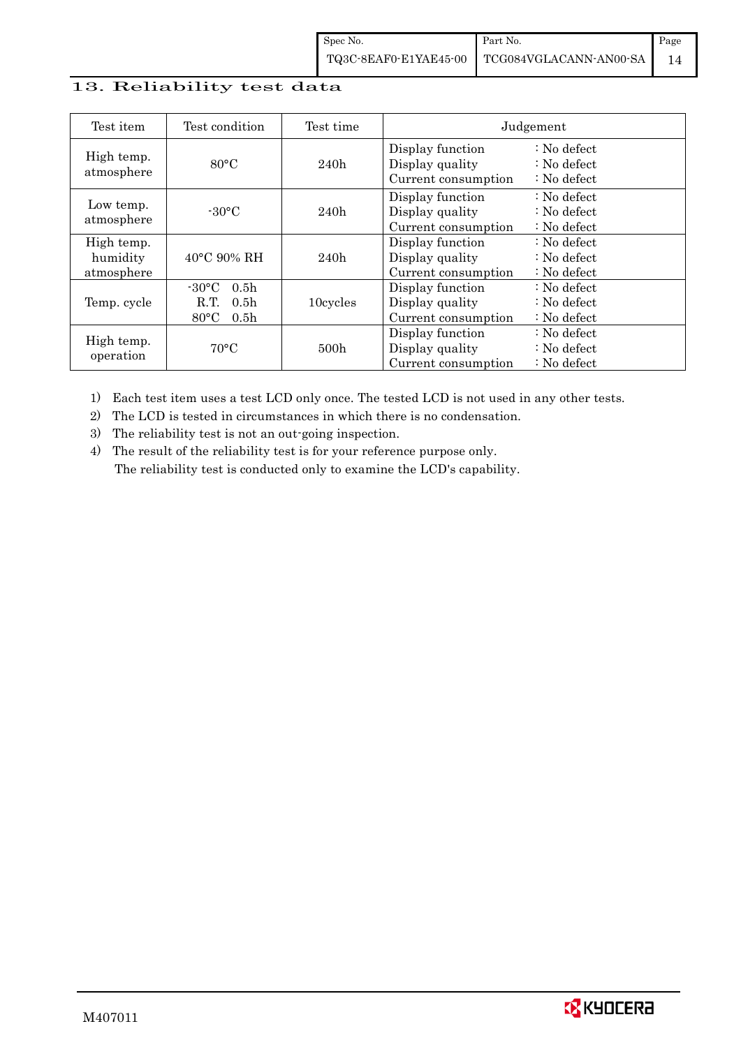## 13. Reliability test data

| Test item | Test condition | Test time | Judgement |
|---|---|---|---|
| High temp. atmosphere | 80°C | 240h | Display function : No defect<br>Display quality : No defect<br>Current consumption : No defect |
| Low temp. atmosphere | -30°C | 240h | Display function : No defect<br>Display quality : No defect<br>Current consumption : No defect |
| High temp. humidity atmosphere | 40°C 90% RH | 240h | Display function : No defect<br>Display quality : No defect<br>Current consumption : No defect |
| Temp. cycle | -30°C 0.5h<br>R.T. 0.5h<br>80°C 0.5h | 10cycles | Display function : No defect<br>Display quality : No defect<br>Current consumption : No defect |
| High temp. operation | 70°C | 500h | Display function : No defect<br>Display quality : No defect<br>Current consumption : No defect |

1) Each test item uses a test LCD only once. The tested LCD is not used in any other tests.
2) The LCD is tested in circumstances in which there is no condensation.
3) The reliability test is not an out-going inspection.
4) The result of the reliability test is for your reference purpose only.
   The reliability test is conducted only to examine the LCD's capability.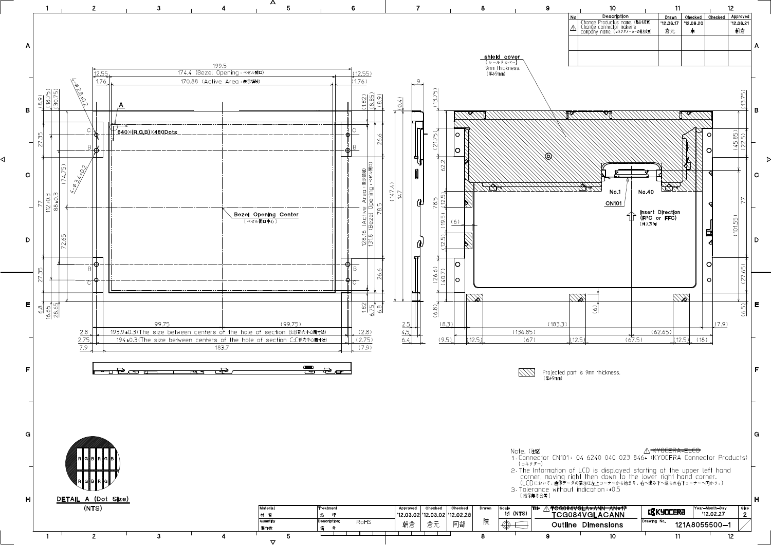| No | Description | Drawn | Checked | Checked | Approved |
|---|---|---|---|---|---|
| ⚠ | ·Change Productus name.（製品名変更） ·Change connector maker's company name.（コネクタメーカーの社名変更） | '12.08.17 倉元 | '12.08.20 車 | | '12.08.21 朝倉 |
| | | | | | |
| | | | | | |

shield cover（シールドカバー） 9mm thickness.（厚み9mm）

Bezel Opening Center（ベゼル開口中心）

640×(R,G,B)×480Dots

Insert Direction (FPC or FFC)（挿入方向）

No.1 No.40 CN101

Projected part is 9mm thickness.（厚み9mm）

DETAIL A (Dot Size) (NTS)

Note.（注記）

1. Connector CN101: 04 6240 040 023 846+ (KYOCERA Connector Products)（コネクター） ⚠ ~~KYOCERA ELCO~~
2. The Information of LCD is displayed starting at the upper left hand corner, moving right then down to the lower right hand corner.（LCDにおいて，画像データの表示は左上コーナーから始まり，右へ進み下へ送られ右下コーナーへ向かう。）
3. Tolerance without indication: ±0.5（指示無き公差）

| Material 材質 | Treatment 処理 | Approved | Checked | Checked | Drawn | Scale | Title | | Year-Month-Day | Size |
|---|---|---|---|---|---|---|---|---|---|---|
| | | '12.03.02 | '12.03.02 | '12.02.28 | | 1:1 (NTS) | ⚠ ~~TCG084VGLA*ANN-AN*17~~ TCG084VGLACANN | KYOCERA | '12.02.27 | 2 |
| Quantity 製作数 | Description; 備考 RoHS | 朝倉 | 倉元 | 阿部 | 陳 | | Outline Dimensions | Drawing No. | 121A8055500-1 | |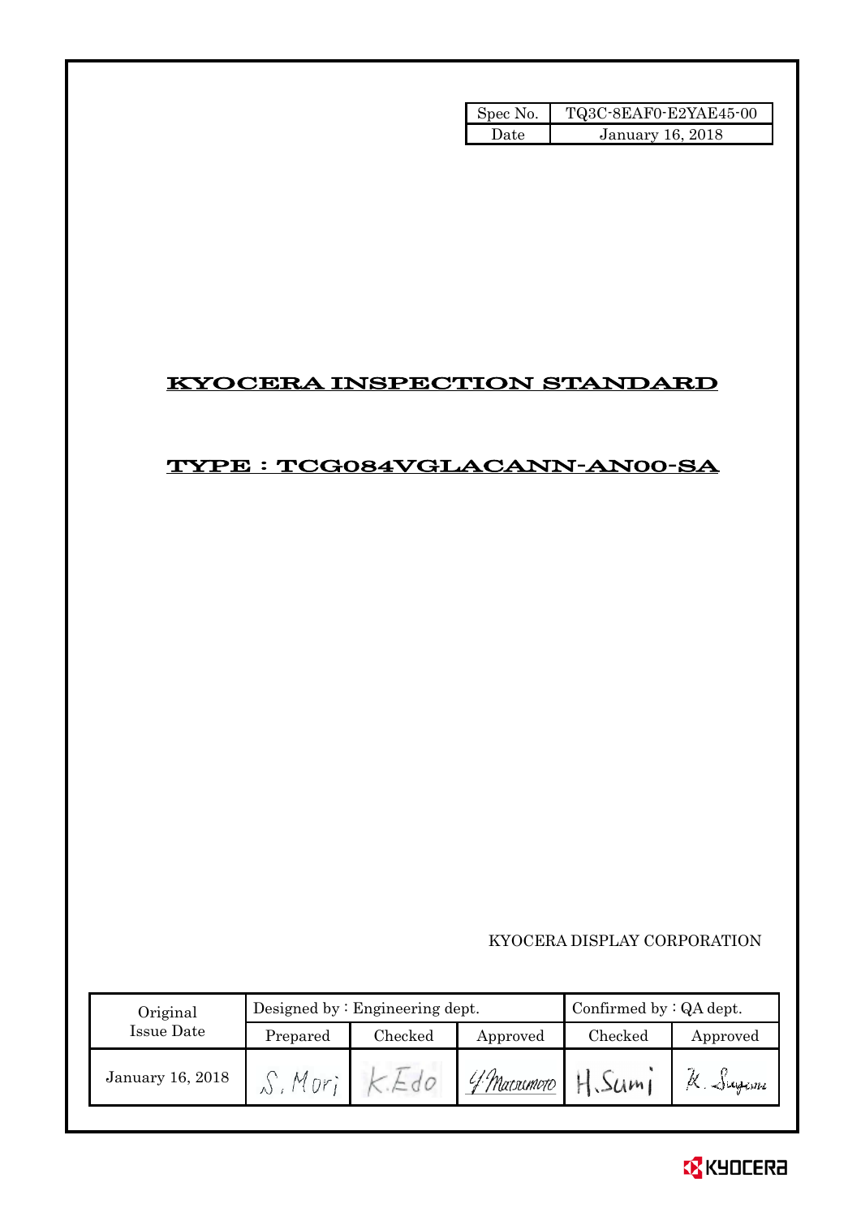| Spec No. | TQ3C-8EAF0-E2YAE45-00 |
|---|---|
| Date | January 16, 2018 |

# KYOCERA INSPECTION STANDARD

# TYPE : TCG084VGLACANN-AN00-SA

KYOCERA DISPLAY CORPORATION

| Original Issue Date | Designed by : Engineering dept. | | | Confirmed by : QA dept. | |
|---|---|---|---|---|---|
| | Prepared | Checked | Approved | Checked | Approved |
| January 16, 2018 | S. Mori | K. Edo | Y. Matsumoto | H. Sumi | K. Sugiura |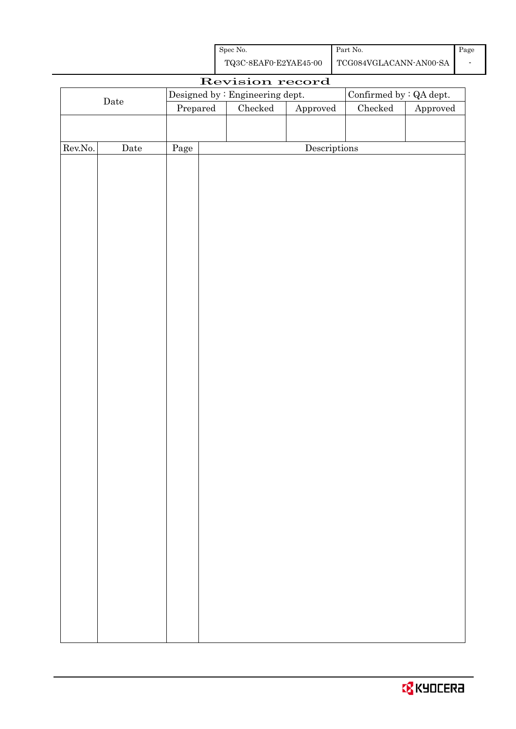| Spec No. | Part No. | Page |
| --- | --- | --- |
| TQ3C-8EAF0-E2YAE45-00 | TCG084VGLACANN-AN00-SA | - |

# Revision record

| Date | Designed by : Engineering dept. | | | Confirmed by : QA dept. | |
| --- | --- | --- | --- | --- | --- |
| | Prepared | Checked | Approved | Checked | Approved |
| | | | | | |

| Rev.No. | Date | Page | Descriptions |
| --- | --- | --- | --- |
| | | | |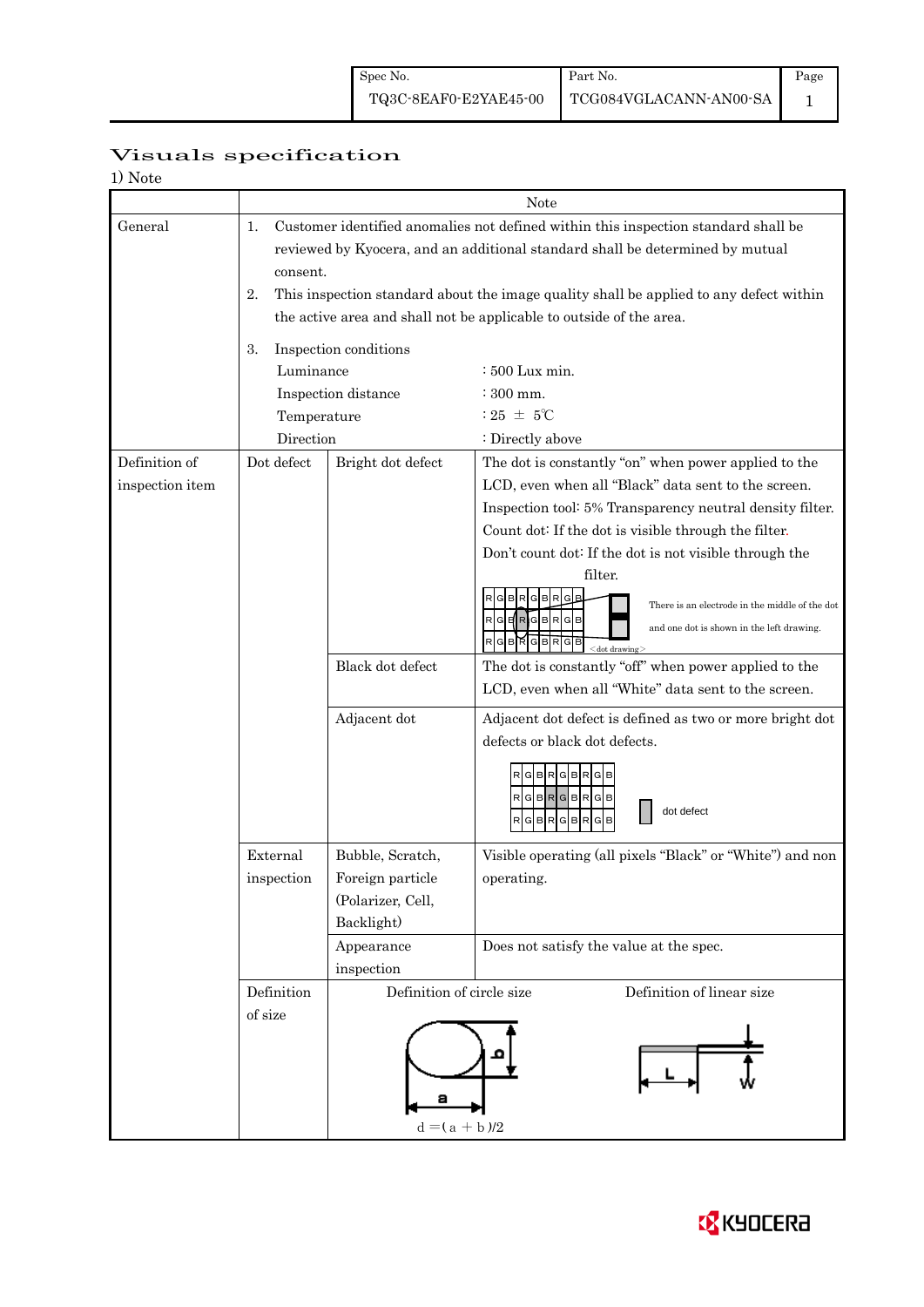# Visuals specification

1) Note

| | Note | | |
|---|---|---|---|
| General | 1. Customer identified anomalies not defined within this inspection standard shall be reviewed by Kyocera, and an additional standard shall be determined by mutual consent.<br>2. This inspection standard about the image quality shall be applied to any defect within the active area and shall not be applicable to outside of the area.<br>3. Inspection conditions<br>Luminance : 500 Lux min.<br>Inspection distance : 300 mm.<br>Temperature : 25 ± 5℃<br>Direction : Directly above | | |
| Definition of inspection item | Dot defect | Bright dot defect | The dot is constantly "on" when power applied to the LCD, even when all "Black" data sent to the screen.<br>Inspection tool: 5% Transparency neutral density filter.<br>Count dot: If the dot is visible through the filter.<br>Don't count dot: If the dot is not visible through the filter.<br>There is an electrode in the middle of the dot and one dot is shown in the left drawing.<br><dot drawing> |
| | | Black dot defect | The dot is constantly "off" when power applied to the LCD, even when all "White" data sent to the screen. |
| | | Adjacent dot | Adjacent dot defect is defined as two or more bright dot defects or black dot defects.<br>dot defect |
| | External inspection | Bubble, Scratch, Foreign particle (Polarizer, Cell, Backlight) | Visible operating (all pixels "Black" or "White") and non operating. |
| | | Appearance inspection | Does not satisfy the value at the spec. |
| | Definition of size | Definition of circle size<br>$d = (a + b)/2$ | Definition of linear size<br>L, W |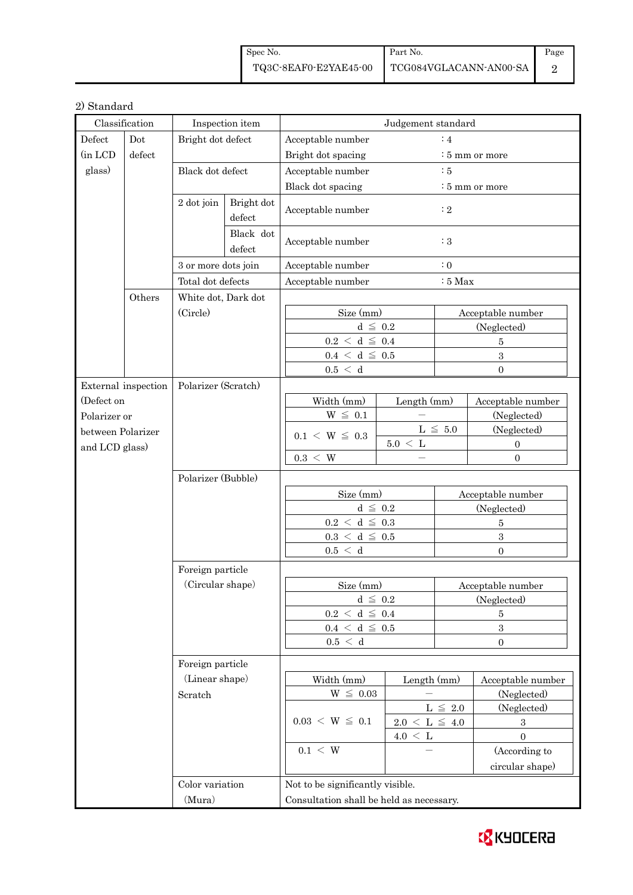2) Standard

| Classification | | Inspection item | | Judgement standard | |
|---|---|---|---|---|---|
| Defect (in LCD glass) | Dot defect | Bright dot defect | | Acceptable number<br>Bright dot spacing | : 4<br>: 5 mm or more |
| | | Black dot defect | | Acceptable number<br>Black dot spacing | : 5<br>: 5 mm or more |
| | | 2 dot join | Bright dot defect | Acceptable number | : 2 |
| | | | Black dot defect | Acceptable number | : 3 |
| | | 3 or more dots join | | Acceptable number | : 0 |
| | | Total dot defects | | Acceptable number | : 5 Max |
| | Others | White dot, Dark dot (Circle) | | See table below | |
| External inspection (Defect on Polarizer or between Polarizer and LCD glass) | | Polarizer (Scratch) | | See table below | |
| | | Polarizer (Bubble) | | See table below | |
| | | Foreign particle (Circular shape) | | See table below | |
| | | Foreign particle (Linear shape) Scratch | | See table below | |
| | | Color variation (Mura) | | Not to be significantly visible.<br>Consultation shall be held as necessary. | |

White dot, Dark dot (Circle)

| Size (mm) | Acceptable number |
|---|---|
| d ≦ 0.2 | (Neglected) |
| 0.2 < d ≦ 0.4 | 5 |
| 0.4 < d ≦ 0.5 | 3 |
| 0.5 < d | 0 |

Polarizer (Scratch)

| Width (mm) | Length (mm) | Acceptable number |
|---|---|---|
| W ≦ 0.1 | — | (Neglected) |
| 0.1 < W ≦ 0.3 | L ≦ 5.0 | (Neglected) |
| | 5.0 < L | 0 |
| 0.3 < W | — | 0 |

Polarizer (Bubble)

| Size (mm) | Acceptable number |
|---|---|
| d ≦ 0.2 | (Neglected) |
| 0.2 < d ≦ 0.3 | 5 |
| 0.3 < d ≦ 0.5 | 3 |
| 0.5 < d | 0 |

Foreign particle (Circular shape)

| Size (mm) | Acceptable number |
|---|---|
| d ≦ 0.2 | (Neglected) |
| 0.2 < d ≦ 0.4 | 5 |
| 0.4 < d ≦ 0.5 | 3 |
| 0.5 < d | 0 |

Foreign particle (Linear shape) Scratch

| Width (mm) | Length (mm) | Acceptable number |
|---|---|---|
| W ≦ 0.03 | — | (Neglected) |
| 0.03 < W ≦ 0.1 | L ≦ 2.0 | (Neglected) |
| | 2.0 < L ≦ 4.0 | 3 |
| | 4.0 < L | 0 |
| 0.1 < W | — | (According to circular shape) |